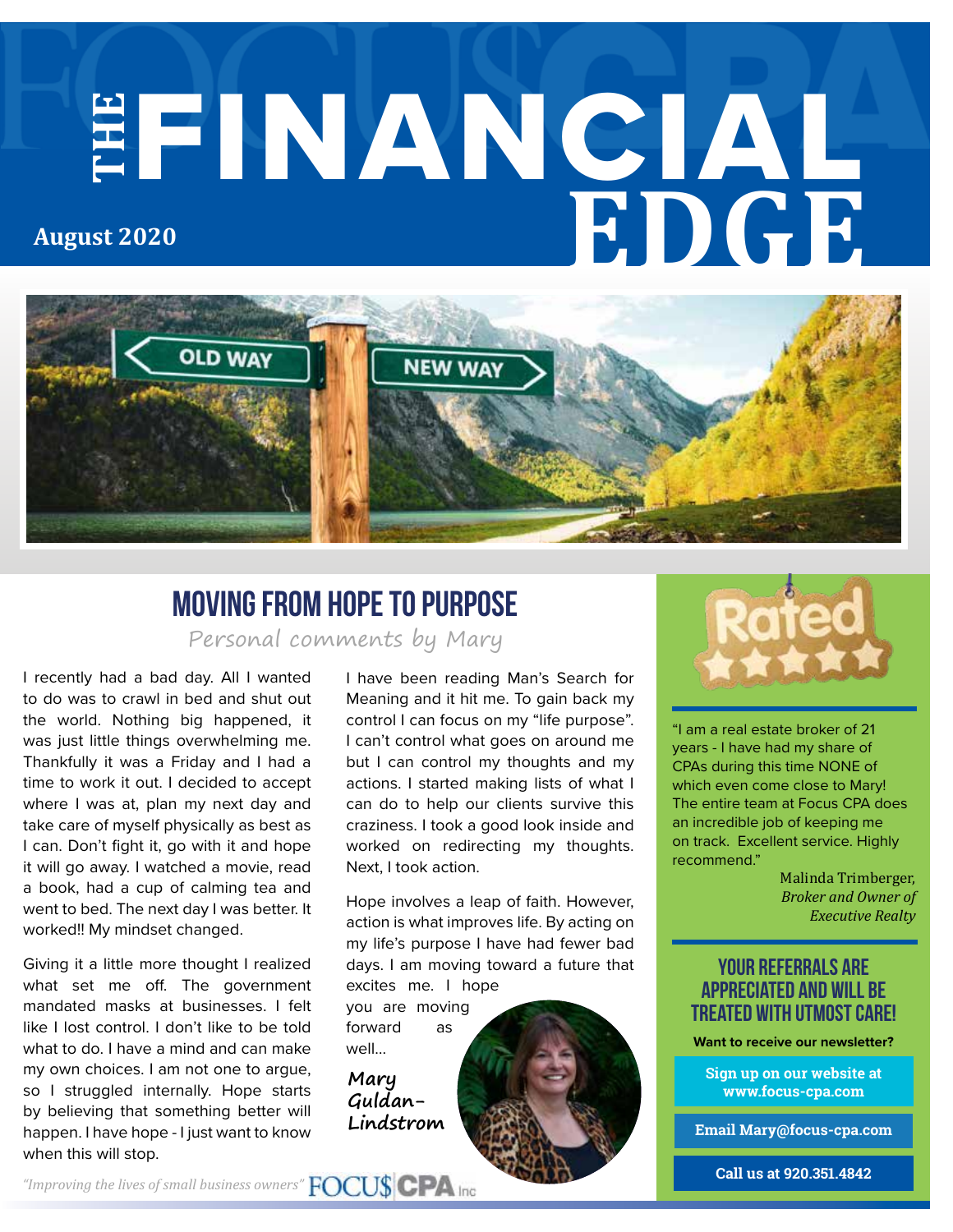# THE FINANCIAL EDGE

**August 2020**

## MOVING FROM HOPE TO PURPOSE

*Personal comments by Mary*

I recently had a bad day. All I wanted to do was to crawl in bed and shut out the world. Nothing big happened, it was just little things overwhelming me. Thankfully it was a Friday and I had a time to work it out. I decided to accept where I was at, plan my next day and take care of myself physically as best as I can. Don't fight it, go with it and hope it will go away. I watched a movie, read a book, had a cup of calming tea and went to bed. The next day I was better. It worked!! My mindset changed.

Giving it a little more thought I realized what set me off. The government mandated masks at businesses. I felt like I lost control. I don't like to be told what to do. I have a mind and can make my own choices. I am not one to argue, so I struggled internally. Hope starts by believing that something better will happen. I have hope - I just want to know when this will stop.

I have been reading Man's Search for Meaning and it hit me. To gain back my control I can focus on my "life purpose". I can't control what goes on around me but I can control my thoughts and my actions. I started making lists of what I can do to help our clients survive this craziness. I took a good look inside and worked on redirecting my thoughts. Next, I took action.

Hope involves a leap of faith. However, action is what improves life. By acting on my life's purpose I have had fewer bad days. I am moving toward a future that excites me. I hope you are moving forward as well...

*Mary Guldan-Lindstrom*

---

"I am a real estate broker of 21 years - I have had my share of CPAs during this time NONE of which even come close to Mary! The entire team at Focus CPA does an incredible job of keeping me on track. Excellent service. Highly recommend."

Malinda Trimberger,
*Broker and Owner of Executive Realty*

### YOUR REFERRALS ARE APPRECIATED AND WILL BE TREATED WITH UTMOST CARE!

**Want to receive our newsletter?**

**Sign up on our website at www.focus-cpa.com**

**Email Mary@focus-cpa.com**

**Call us at 920.351.4842**

*"Improving the lives of small business owners"* FOCU$ CPA Inc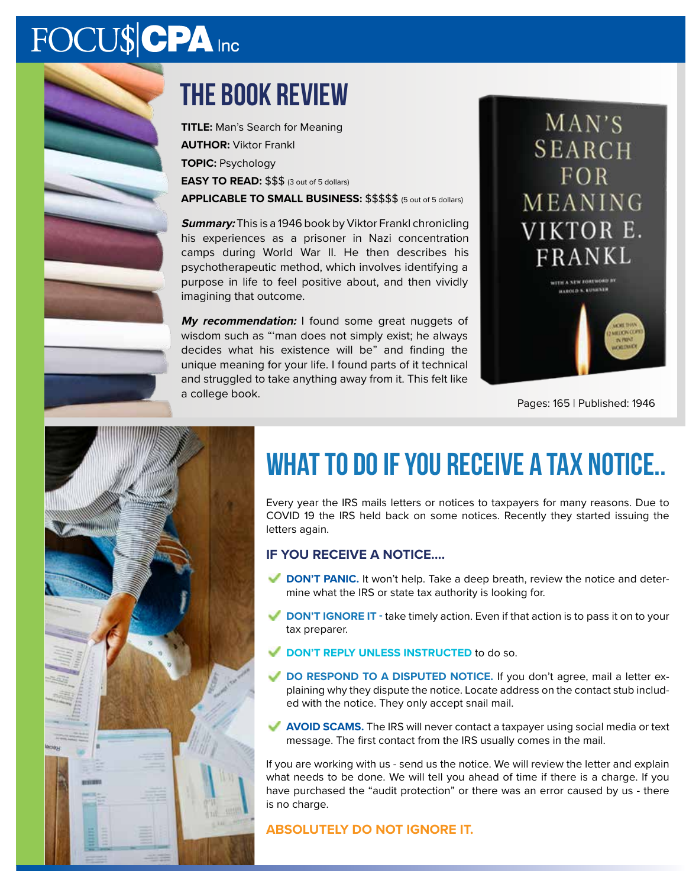FOCU$|CPA Inc

# THE BOOK REVIEW

**TITLE:** Man's Search for Meaning
**AUTHOR:** Viktor Frankl
**TOPIC:** Psychology
**EASY TO READ:** $$$ (3 out of 5 dollars)
**APPLICABLE TO SMALL BUSINESS:** $$$$$ (5 out of 5 dollars)

***Summary:*** This is a 1946 book by Viktor Frankl chronicling his experiences as a prisoner in Nazi concentration camps during World War II. He then describes his psychotherapeutic method, which involves identifying a purpose in life to feel positive about, and then vividly imagining that outcome.

***My recommendation:*** I found some great nuggets of wisdom such as "'man does not simply exist; he always decides what his existence will be" and finding the unique meaning for your life. I found parts of it technical and struggled to take anything away from it. This felt like a college book.

Pages: 165 | Published: 1946

# WHAT TO DO IF YOU RECEIVE A TAX NOTICE..

Every year the IRS mails letters or notices to taxpayers for many reasons. Due to COVID 19 the IRS held back on some notices. Recently they started issuing the letters again.

### IF YOU RECEIVE A NOTICE....

- **DON'T PANIC.** It won't help. Take a deep breath, review the notice and determine what the IRS or state tax authority is looking for.
- **DON'T IGNORE IT -** take timely action. Even if that action is to pass it on to your tax preparer.
- **DON'T REPLY UNLESS INSTRUCTED** to do so.
- **DO RESPOND TO A DISPUTED NOTICE.** If you don't agree, mail a letter explaining why they dispute the notice. Locate address on the contact stub included with the notice. They only accept snail mail.
- **AVOID SCAMS.** The IRS will never contact a taxpayer using social media or text message. The first contact from the IRS usually comes in the mail.

If you are working with us - send us the notice. We will review the letter and explain what needs to be done. We will tell you ahead of time if there is a charge. If you have purchased the "audit protection" or there was an error caused by us - there is no charge.

**ABSOLUTELY DO NOT IGNORE IT.**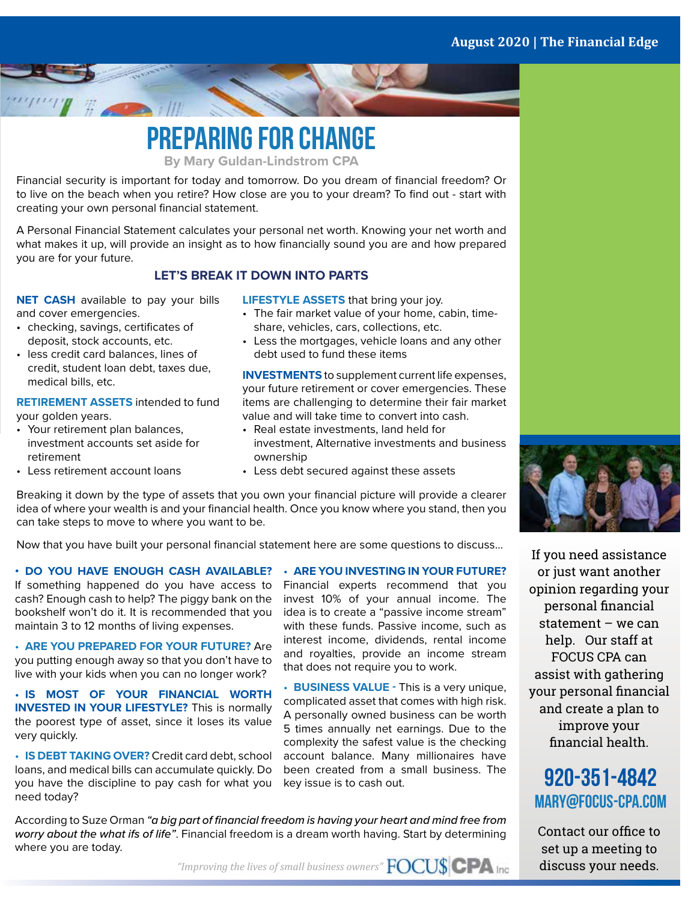# PREPARING FOR CHANGE

**By Mary Guldan-Lindstrom CPA**

Financial security is important for today and tomorrow. Do you dream of financial freedom? Or to live on the beach when you retire? How close are you to your dream? To find out - start with creating your own personal financial statement.

A Personal Financial Statement calculates your personal net worth. Knowing your net worth and what makes it up, will provide an insight as to how financially sound you are and how prepared you are for your future.

## LET'S BREAK IT DOWN INTO PARTS

**NET CASH** available to pay your bills and cover emergencies.

- checking, savings, certificates of deposit, stock accounts, etc.
- less credit card balances, lines of credit, student loan debt, taxes due, medical bills, etc.

**RETIREMENT ASSETS** intended to fund your golden years.

- Your retirement plan balances, investment accounts set aside for retirement
- Less retirement account loans

**LIFESTYLE ASSETS** that bring your joy.

- The fair market value of your home, cabin, time-share, vehicles, cars, collections, etc.
- Less the mortgages, vehicle loans and any other debt used to fund these items

**INVESTMENTS** to supplement current life expenses, your future retirement or cover emergencies. These items are challenging to determine their fair market value and will take time to convert into cash.

- Real estate investments, land held for investment, Alternative investments and business ownership
- Less debt secured against these assets

Breaking it down by the type of assets that you own your financial picture will provide a clearer idea of where your wealth is and your financial health. Once you know where you stand, then you can take steps to move to where you want to be.

Now that you have built your personal financial statement here are some questions to discuss...

- **DO YOU HAVE ENOUGH CASH AVAILABLE?** If something happened do you have access to cash? Enough cash to help? The piggy bank on the bookshelf won't do it. It is recommended that you maintain 3 to 12 months of living expenses.
- **ARE YOU PREPARED FOR YOUR FUTURE?** Are you putting enough away so that you don't have to live with your kids when you can no longer work?
- **IS MOST OF YOUR FINANCIAL WORTH INVESTED IN YOUR LIFESTYLE?** This is normally the poorest type of asset, since it loses its value very quickly.
- **IS DEBT TAKING OVER?** Credit card debt, school loans, and medical bills can accumulate quickly. Do you have the discipline to pay cash for what you need today?
- **ARE YOU INVESTING IN YOUR FUTURE?** Financial experts recommend that you invest 10% of your annual income. The idea is to create a "passive income stream" with these funds. Passive income, such as interest income, dividends, rental income and royalties, provide an income stream that does not require you to work.
- **BUSINESS VALUE -** This is a very unique, complicated asset that comes with high risk. A personally owned business can be worth 5 times annually net earnings. Due to the complexity the safest value is the checking account balance. Many millionaires have been created from a small business. The key issue is to cash out.

According to Suze Orman *"a big part of financial freedom is having your heart and mind free from worry about the what ifs of life".* Financial freedom is a dream worth having. Start by determining where you are today.

*"Improving the lives of small business owners"* FOCU$ CPA Inc

If you need assistance or just want another opinion regarding your personal financial statement – we can help. Our staff at FOCUS CPA can assist with gathering your personal financial and create a plan to improve your financial health.

**920-351-4842**
**MARY@FOCUS-CPA.COM**

Contact our office to set up a meeting to discuss your needs.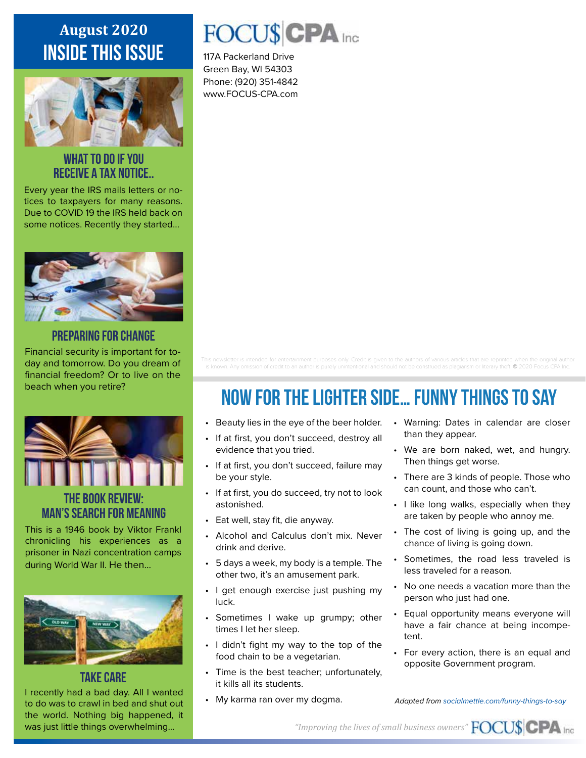## August 2020
# INSIDE THIS ISSUE

### WHAT TO DO IF YOU RECEIVE A TAX NOTICE..

Every year the IRS mails letters or notices to taxpayers for many reasons. Due to COVID 19 the IRS held back on some notices. Recently they started...

### PREPARING FOR CHANGE

Financial security is important for today and tomorrow. Do you dream of financial freedom? Or to live on the beach when you retire?

### THE BOOK REVIEW: MAN'S SEARCH FOR MEANING

This is a 1946 book by Viktor Frankl chronicling his experiences as a prisoner in Nazi concentration camps during World War II. He then...

### TAKE CARE

I recently had a bad day. All I wanted to do was to crawl in bed and shut out the world. Nothing big happened, it was just little things overwhelming...

**FOCU$ CPA Inc**

117A Packerland Drive
Green Bay, WI 54303
Phone: (920) 351-4842
www.FOCUS-CPA.com

This newsletter is intended for entertainment purposes only. Credit is given to the authors of various articles that are reprinted when the original author is known. Any omission of credit to an author is purely unintentional and should not be construed as plagiarism or literary theft. © 2020 Focus CPA Inc.

## NOW FOR THE LIGHTER SIDE... FUNNY THINGS TO SAY

- Beauty lies in the eye of the beer holder.
- If at first, you don't succeed, destroy all evidence that you tried.
- If at first, you don't succeed, failure may be your style.
- If at first, you do succeed, try not to look astonished.
- Eat well, stay fit, die anyway.
- Alcohol and Calculus don't mix. Never drink and derive.
- 5 days a week, my body is a temple. The other two, it's an amusement park.
- I get enough exercise just pushing my luck.
- Sometimes I wake up grumpy; other times I let her sleep.
- I didn't fight my way to the top of the food chain to be a vegetarian.
- Time is the best teacher; unfortunately, it kills all its students.
- My karma ran over my dogma.
- Warning: Dates in calendar are closer than they appear.
- We are born naked, wet, and hungry. Then things get worse.
- There are 3 kinds of people. Those who can count, and those who can't.
- I like long walks, especially when they are taken by people who annoy me.
- The cost of living is going up, and the chance of living is going down.
- Sometimes, the road less traveled is less traveled for a reason.
- No one needs a vacation more than the person who just had one.
- Equal opportunity means everyone will have a fair chance at being incompetent.
- For every action, there is an equal and opposite Government program.

*Adapted from socialmettle.com/funny-things-to-say*

*"Improving the lives of small business owners"* **FOCU$ CPA Inc**